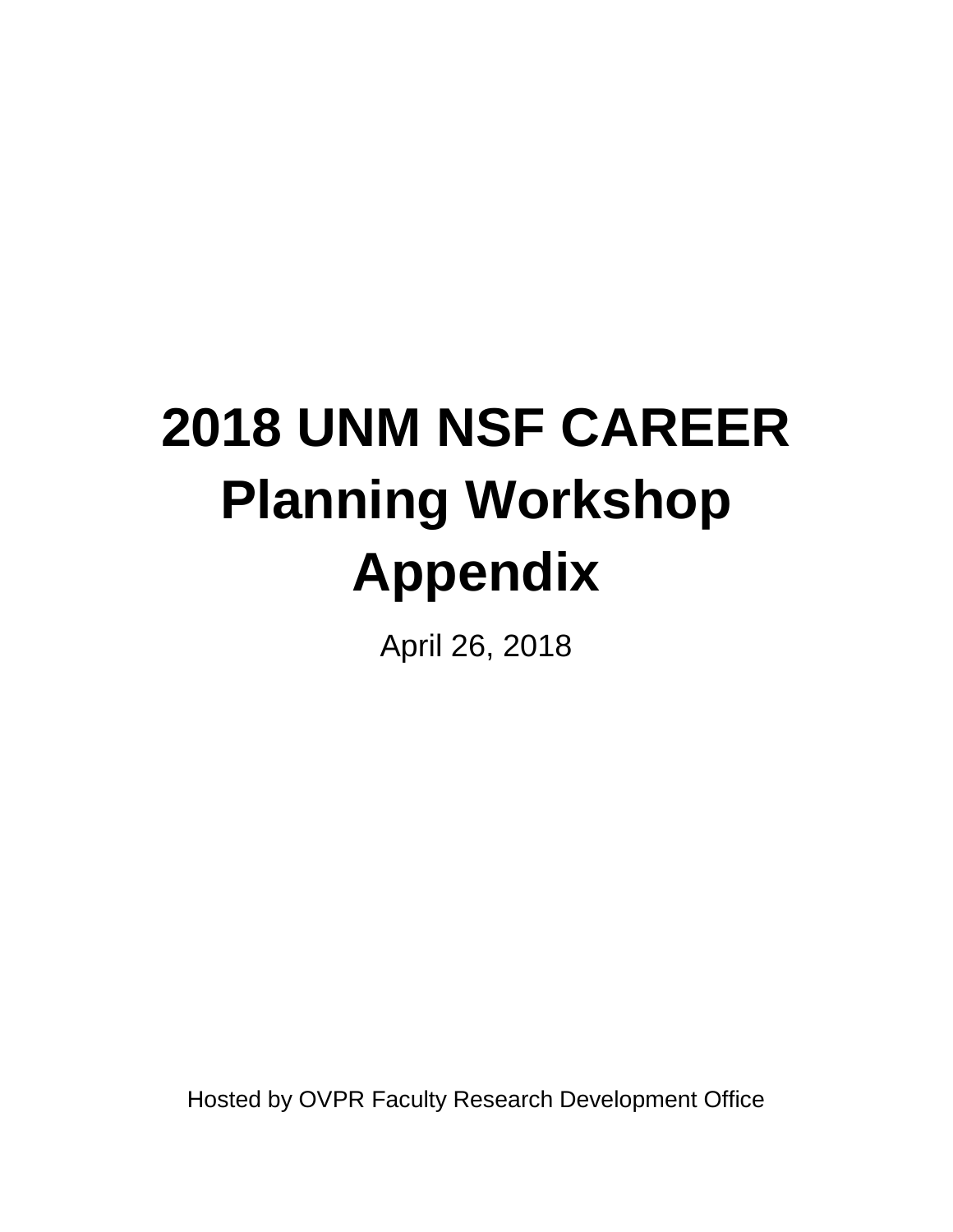# 2018 UNM NSF CAREER Planning Workshop Appendix

April 26, 2018

Hosted by OVPR Faculty Research Development Office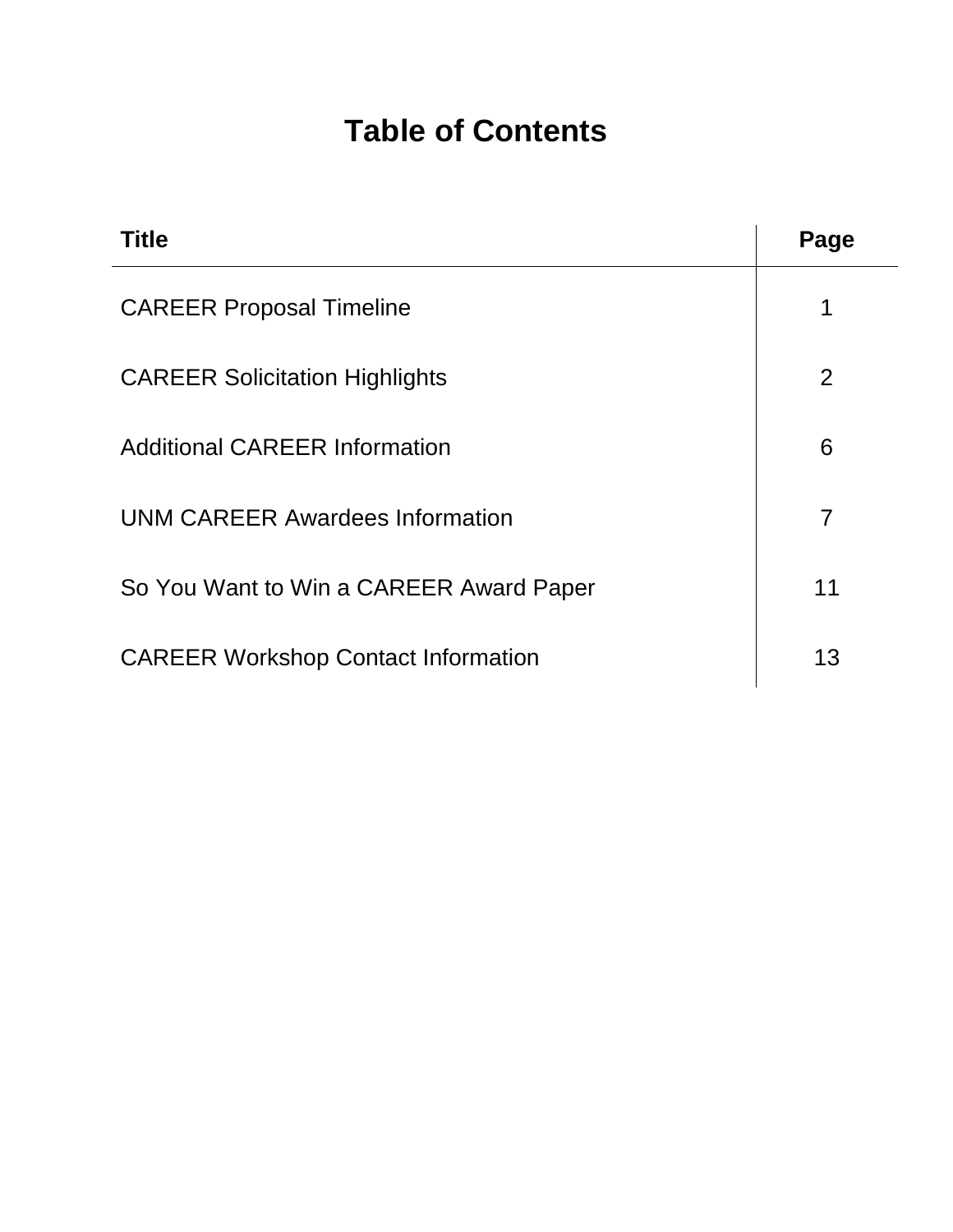# Table of Contents

| Title | Page |
| --- | --- |
| CAREER Proposal Timeline | 1 |
| CAREER Solicitation Highlights | 2 |
| Additional CAREER Information | 6 |
| UNM CAREER Awardees Information | 7 |
| So You Want to Win a CAREER Award Paper | 11 |
| CAREER Workshop Contact Information | 13 |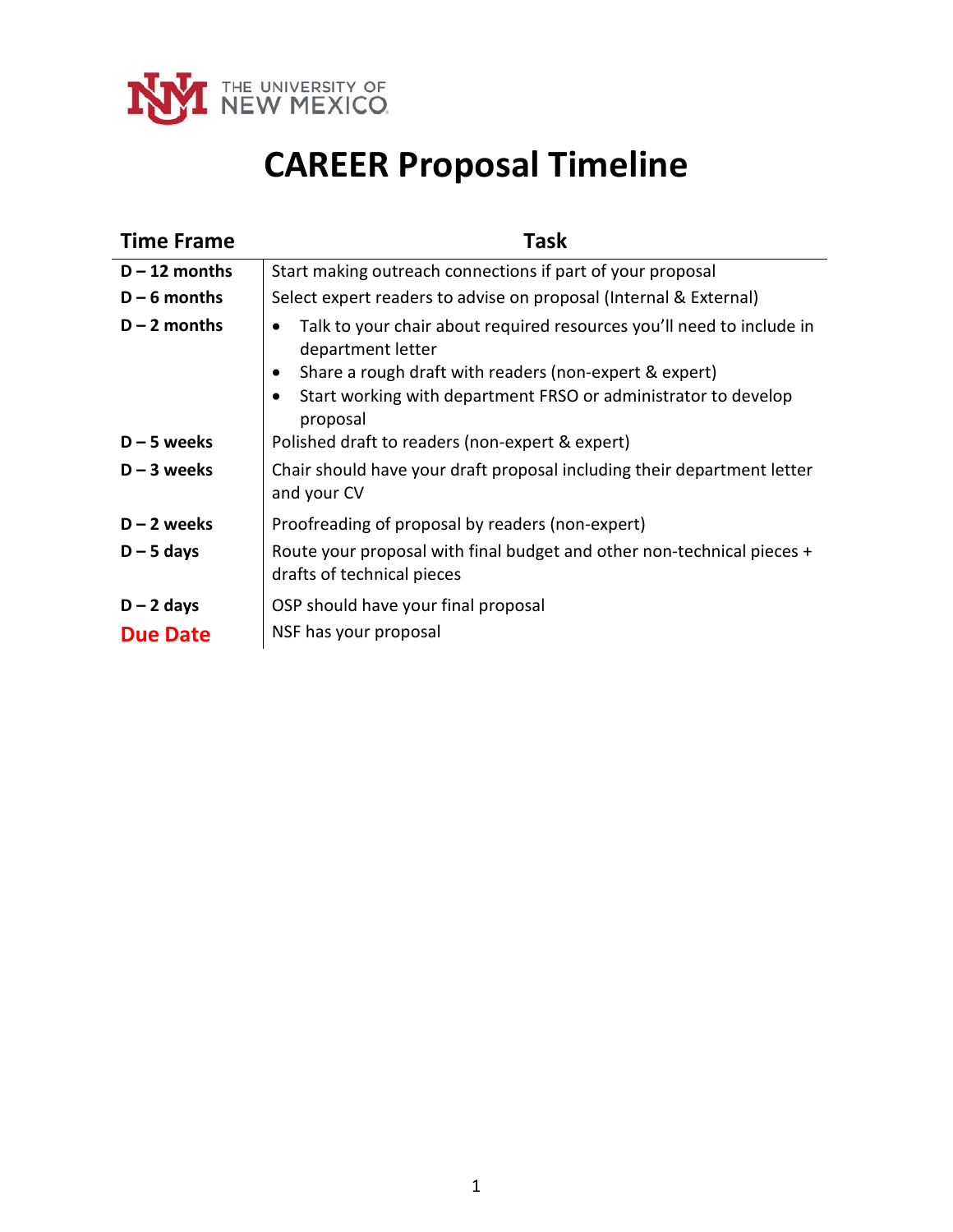# CAREER Proposal Timeline

| Time Frame | Task |
|---|---|
| **D – 12 months** | Start making outreach connections if part of your proposal |
| **D – 6 months** | Select expert readers to advise on proposal (Internal & External) |
| **D – 2 months** | • Talk to your chair about required resources you'll need to include in department letter<br>• Share a rough draft with readers (non-expert & expert)<br>• Start working with department FRSO or administrator to develop proposal |
| **D – 5 weeks** | Polished draft to readers (non-expert & expert) |
| **D – 3 weeks** | Chair should have your draft proposal including their department letter and your CV |
| **D – 2 weeks** | Proofreading of proposal by readers (non-expert) |
| **D – 5 days** | Route your proposal with final budget and other non-technical pieces + drafts of technical pieces |
| **D – 2 days** | OSP should have your final proposal |
| **Due Date** | NSF has your proposal |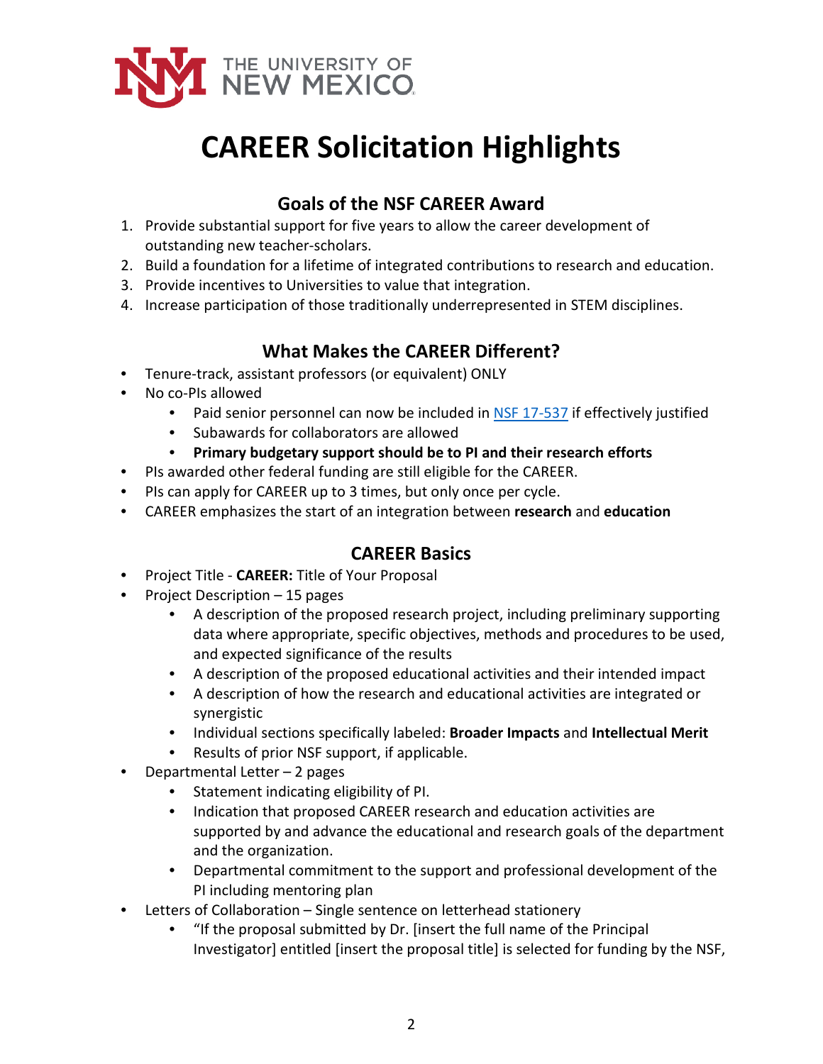THE UNIVERSITY OF NEW MEXICO

# CAREER Solicitation Highlights

## Goals of the NSF CAREER Award

1. Provide substantial support for five years to allow the career development of outstanding new teacher-scholars.
2. Build a foundation for a lifetime of integrated contributions to research and education.
3. Provide incentives to Universities to value that integration.
4. Increase participation of those traditionally underrepresented in STEM disciplines.

## What Makes the CAREER Different?

- Tenure-track, assistant professors (or equivalent) ONLY
- No co-PIs allowed
  - Paid senior personnel can now be included in [NSF 17-537]() if effectively justified
  - Subawards for collaborators are allowed
  - **Primary budgetary support should be to PI and their research efforts**
- PIs awarded other federal funding are still eligible for the CAREER.
- PIs can apply for CAREER up to 3 times, but only once per cycle.
- CAREER emphasizes the start of an integration between **research** and **education**

## CAREER Basics

- Project Title - **CAREER:** Title of Your Proposal
- Project Description – 15 pages
  - A description of the proposed research project, including preliminary supporting data where appropriate, specific objectives, methods and procedures to be used, and expected significance of the results
  - A description of the proposed educational activities and their intended impact
  - A description of how the research and educational activities are integrated or synergistic
  - Individual sections specifically labeled: **Broader Impacts** and **Intellectual Merit**
  - Results of prior NSF support, if applicable.
- Departmental Letter – 2 pages
  - Statement indicating eligibility of PI.
  - Indication that proposed CAREER research and education activities are supported by and advance the educational and research goals of the department and the organization.
  - Departmental commitment to the support and professional development of the PI including mentoring plan
- Letters of Collaboration – Single sentence on letterhead stationery
  - "If the proposal submitted by Dr. [insert the full name of the Principal Investigator] entitled [insert the proposal title] is selected for funding by the NSF,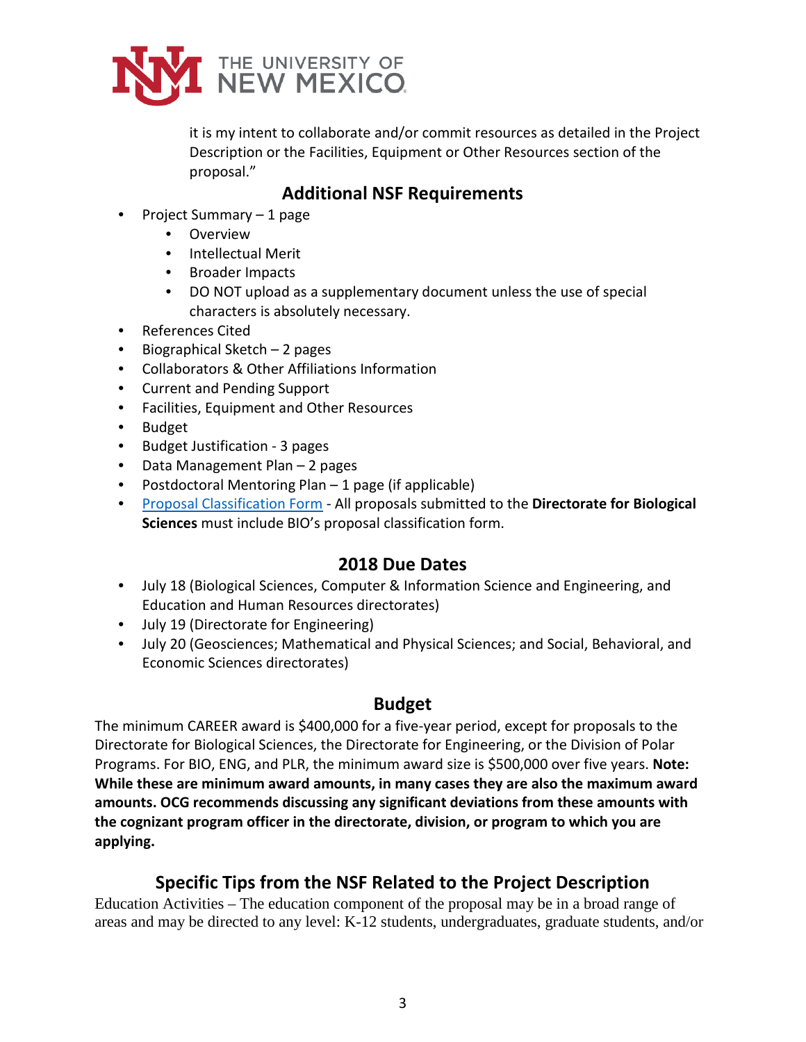it is my intent to collaborate and/or commit resources as detailed in the Project Description or the Facilities, Equipment or Other Resources section of the proposal."

## Additional NSF Requirements

- Project Summary – 1 page
  - Overview
  - Intellectual Merit
  - Broader Impacts
  - DO NOT upload as a supplementary document unless the use of special characters is absolutely necessary.
- References Cited
- Biographical Sketch – 2 pages
- Collaborators & Other Affiliations Information
- Current and Pending Support
- Facilities, Equipment and Other Resources
- Budget
- Budget Justification - 3 pages
- Data Management Plan – 2 pages
- Postdoctoral Mentoring Plan – 1 page (if applicable)
- Proposal Classification Form - All proposals submitted to the **Directorate for Biological Sciences** must include BIO's proposal classification form.

## 2018 Due Dates

- July 18 (Biological Sciences, Computer & Information Science and Engineering, and Education and Human Resources directorates)
- July 19 (Directorate for Engineering)
- July 20 (Geosciences; Mathematical and Physical Sciences; and Social, Behavioral, and Economic Sciences directorates)

## Budget

The minimum CAREER award is $400,000 for a five-year period, except for proposals to the Directorate for Biological Sciences, the Directorate for Engineering, or the Division of Polar Programs. For BIO, ENG, and PLR, the minimum award size is $500,000 over five years. **Note: While these are minimum award amounts, in many cases they are also the maximum award amounts. OCG recommends discussing any significant deviations from these amounts with the cognizant program officer in the directorate, division, or program to which you are applying.**

## Specific Tips from the NSF Related to the Project Description

Education Activities – The education component of the proposal may be in a broad range of areas and may be directed to any level: K-12 students, undergraduates, graduate students, and/or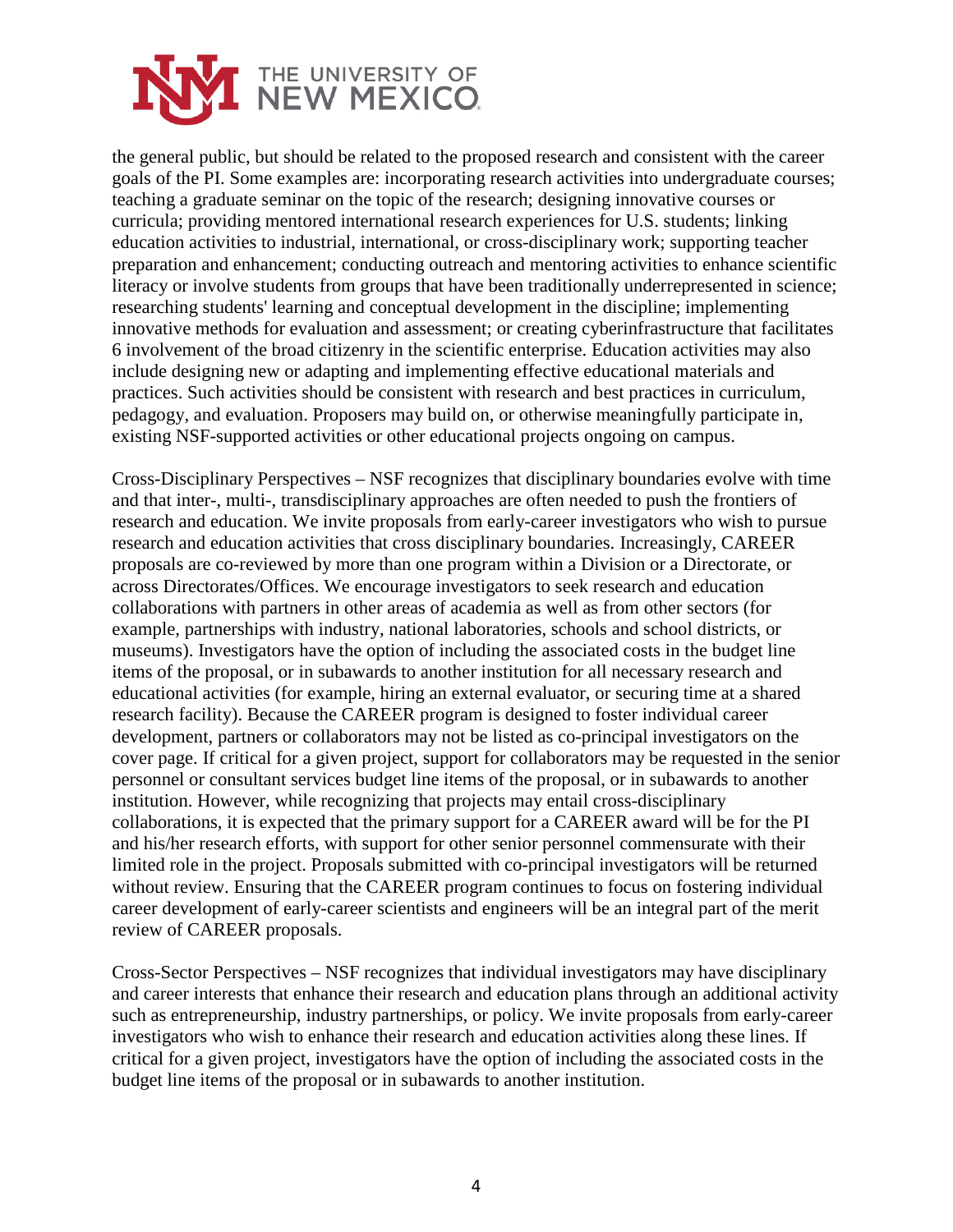the general public, but should be related to the proposed research and consistent with the career goals of the PI. Some examples are: incorporating research activities into undergraduate courses; teaching a graduate seminar on the topic of the research; designing innovative courses or curricula; providing mentored international research experiences for U.S. students; linking education activities to industrial, international, or cross-disciplinary work; supporting teacher preparation and enhancement; conducting outreach and mentoring activities to enhance scientific literacy or involve students from groups that have been traditionally underrepresented in science; researching students' learning and conceptual development in the discipline; implementing innovative methods for evaluation and assessment; or creating cyberinfrastructure that facilitates 6 involvement of the broad citizenry in the scientific enterprise. Education activities may also include designing new or adapting and implementing effective educational materials and practices. Such activities should be consistent with research and best practices in curriculum, pedagogy, and evaluation. Proposers may build on, or otherwise meaningfully participate in, existing NSF-supported activities or other educational projects ongoing on campus.

Cross-Disciplinary Perspectives – NSF recognizes that disciplinary boundaries evolve with time and that inter-, multi-, transdisciplinary approaches are often needed to push the frontiers of research and education. We invite proposals from early-career investigators who wish to pursue research and education activities that cross disciplinary boundaries. Increasingly, CAREER proposals are co-reviewed by more than one program within a Division or a Directorate, or across Directorates/Offices. We encourage investigators to seek research and education collaborations with partners in other areas of academia as well as from other sectors (for example, partnerships with industry, national laboratories, schools and school districts, or museums). Investigators have the option of including the associated costs in the budget line items of the proposal, or in subawards to another institution for all necessary research and educational activities (for example, hiring an external evaluator, or securing time at a shared research facility). Because the CAREER program is designed to foster individual career development, partners or collaborators may not be listed as co-principal investigators on the cover page. If critical for a given project, support for collaborators may be requested in the senior personnel or consultant services budget line items of the proposal, or in subawards to another institution. However, while recognizing that projects may entail cross-disciplinary collaborations, it is expected that the primary support for a CAREER award will be for the PI and his/her research efforts, with support for other senior personnel commensurate with their limited role in the project. Proposals submitted with co-principal investigators will be returned without review. Ensuring that the CAREER program continues to focus on fostering individual career development of early-career scientists and engineers will be an integral part of the merit review of CAREER proposals.

Cross-Sector Perspectives – NSF recognizes that individual investigators may have disciplinary and career interests that enhance their research and education plans through an additional activity such as entrepreneurship, industry partnerships, or policy. We invite proposals from early-career investigators who wish to enhance their research and education activities along these lines. If critical for a given project, investigators have the option of including the associated costs in the budget line items of the proposal or in subawards to another institution.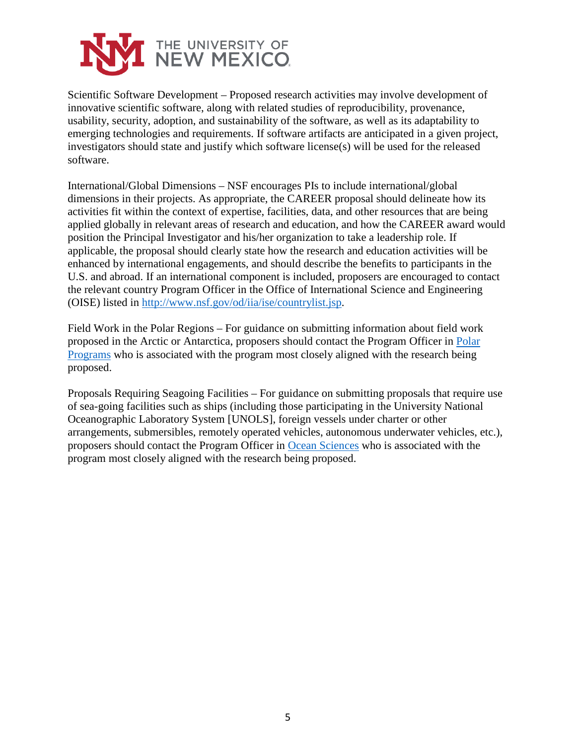Scientific Software Development – Proposed research activities may involve development of innovative scientific software, along with related studies of reproducibility, provenance, usability, security, adoption, and sustainability of the software, as well as its adaptability to emerging technologies and requirements. If software artifacts are anticipated in a given project, investigators should state and justify which software license(s) will be used for the released software.

International/Global Dimensions – NSF encourages PIs to include international/global dimensions in their projects. As appropriate, the CAREER proposal should delineate how its activities fit within the context of expertise, facilities, data, and other resources that are being applied globally in relevant areas of research and education, and how the CAREER award would position the Principal Investigator and his/her organization to take a leadership role. If applicable, the proposal should clearly state how the research and education activities will be enhanced by international engagements, and should describe the benefits to participants in the U.S. and abroad. If an international component is included, proposers are encouraged to contact the relevant country Program Officer in the Office of International Science and Engineering (OISE) listed in [http://www.nsf.gov/od/iia/ise/countrylist.jsp](http://www.nsf.gov/od/iia/ise/countrylist.jsp).

Field Work in the Polar Regions – For guidance on submitting information about field work proposed in the Arctic or Antarctica, proposers should contact the Program Officer in Polar Programs who is associated with the program most closely aligned with the research being proposed.

Proposals Requiring Seagoing Facilities – For guidance on submitting proposals that require use of sea-going facilities such as ships (including those participating in the University National Oceanographic Laboratory System [UNOLS], foreign vessels under charter or other arrangements, submersibles, remotely operated vehicles, autonomous underwater vehicles, etc.), proposers should contact the Program Officer in Ocean Sciences who is associated with the program most closely aligned with the research being proposed.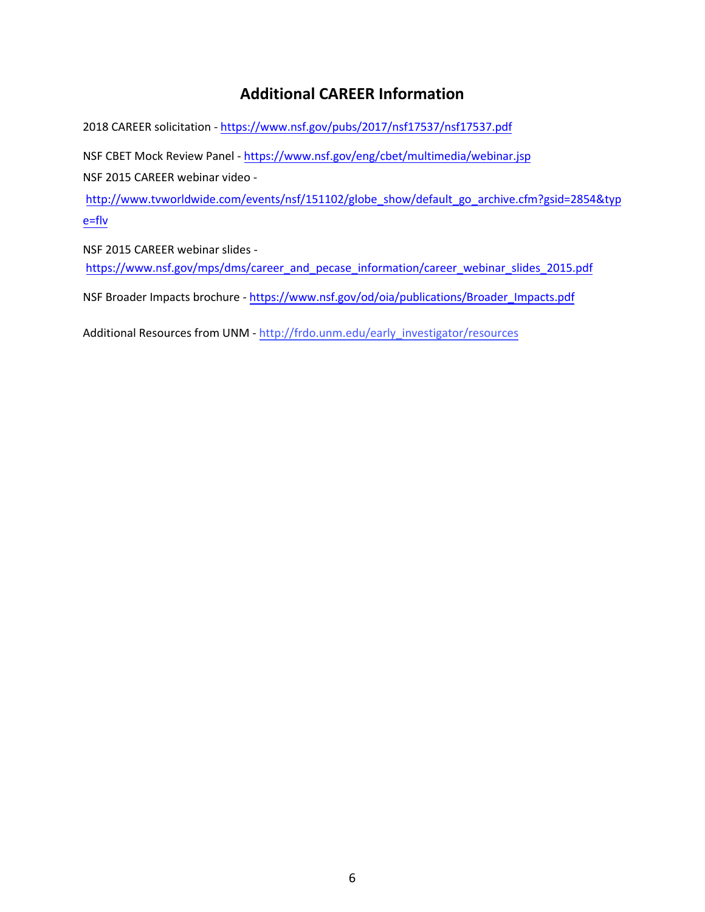# Additional CAREER Information

2018 CAREER solicitation - https://www.nsf.gov/pubs/2017/nsf17537/nsf17537.pdf

NSF CBET Mock Review Panel - https://www.nsf.gov/eng/cbet/multimedia/webinar.jsp

NSF 2015 CAREER webinar video -

http://www.tvworldwide.com/events/nsf/151102/globe_show/default_go_archive.cfm?gsid=2854&type=flv

NSF 2015 CAREER webinar slides -

https://www.nsf.gov/mps/dms/career_and_pecase_information/career_webinar_slides_2015.pdf

NSF Broader Impacts brochure - https://www.nsf.gov/od/oia/publications/Broader_Impacts.pdf

Additional Resources from UNM - http://frdo.unm.edu/early_investigator/resources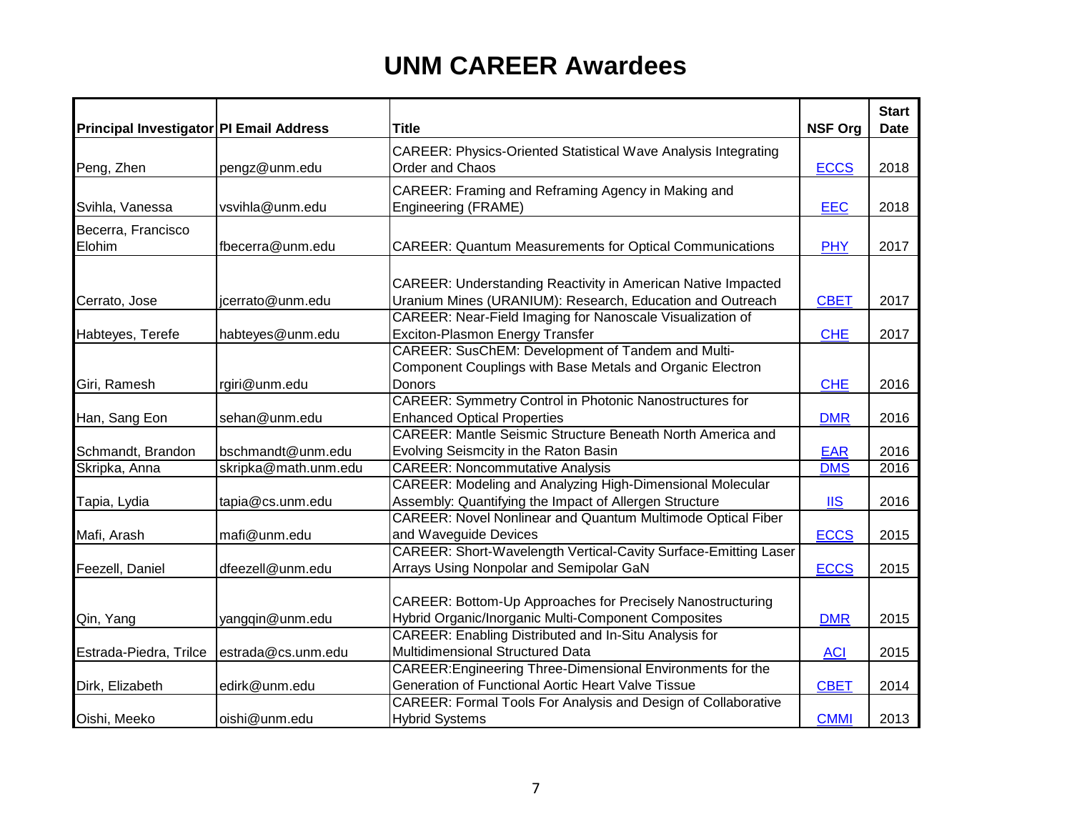# UNM CAREER Awardees

| Principal Investigator | PI Email Address | Title | NSF Org | Start Date |
|---|---|---|---|---|
| Peng, Zhen | pengz@unm.edu | CAREER: Physics-Oriented Statistical Wave Analysis Integrating Order and Chaos | ECCS | 2018 |
| Svihla, Vanessa | vsvihla@unm.edu | CAREER: Framing and Reframing Agency in Making and Engineering (FRAME) | EEC | 2018 |
| Becerra, Francisco Elohim | fbecerra@unm.edu | CAREER: Quantum Measurements for Optical Communications | PHY | 2017 |
| Cerrato, Jose | jcerrato@unm.edu | CAREER: Understanding Reactivity in American Native Impacted Uranium Mines (URANIUM): Research, Education and Outreach | CBET | 2017 |
| Habteyes, Terefe | habteyes@unm.edu | CAREER: Near-Field Imaging for Nanoscale Visualization of Exciton-Plasmon Energy Transfer | CHE | 2017 |
| Giri, Ramesh | rgiri@unm.edu | CAREER: SusChEM: Development of Tandem and Multi-Component Couplings with Base Metals and Organic Electron Donors | CHE | 2016 |
| Han, Sang Eon | sehan@unm.edu | CAREER: Symmetry Control in Photonic Nanostructures for Enhanced Optical Properties | DMR | 2016 |
| Schmandt, Brandon | bschmandt@unm.edu | CAREER: Mantle Seismic Structure Beneath North America and Evolving Seismcity in the Raton Basin | EAR | 2016 |
| Skripka, Anna | skripka@math.unm.edu | CAREER: Noncommutative Analysis | DMS | 2016 |
| Tapia, Lydia | tapia@cs.unm.edu | CAREER: Modeling and Analyzing High-Dimensional Molecular Assembly: Quantifying the Impact of Allergen Structure | IIS | 2016 |
| Mafi, Arash | mafi@unm.edu | CAREER: Novel Nonlinear and Quantum Multimode Optical Fiber and Waveguide Devices | ECCS | 2015 |
| Feezell, Daniel | dfeezell@unm.edu | CAREER: Short-Wavelength Vertical-Cavity Surface-Emitting Laser Arrays Using Nonpolar and Semipolar GaN | ECCS | 2015 |
| Qin, Yang | yangqin@unm.edu | CAREER: Bottom-Up Approaches for Precisely Nanostructuring Hybrid Organic/Inorganic Multi-Component Composites | DMR | 2015 |
| Estrada-Piedra, Trilce | estrada@cs.unm.edu | CAREER: Enabling Distributed and In-Situ Analysis for Multidimensional Structured Data | ACI | 2015 |
| Dirk, Elizabeth | edirk@unm.edu | CAREER:Engineering Three-Dimensional Environments for the Generation of Functional Aortic Heart Valve Tissue | CBET | 2014 |
| Oishi, Meeko | oishi@unm.edu | CAREER: Formal Tools For Analysis and Design of Collaborative Hybrid Systems | CMMI | 2013 |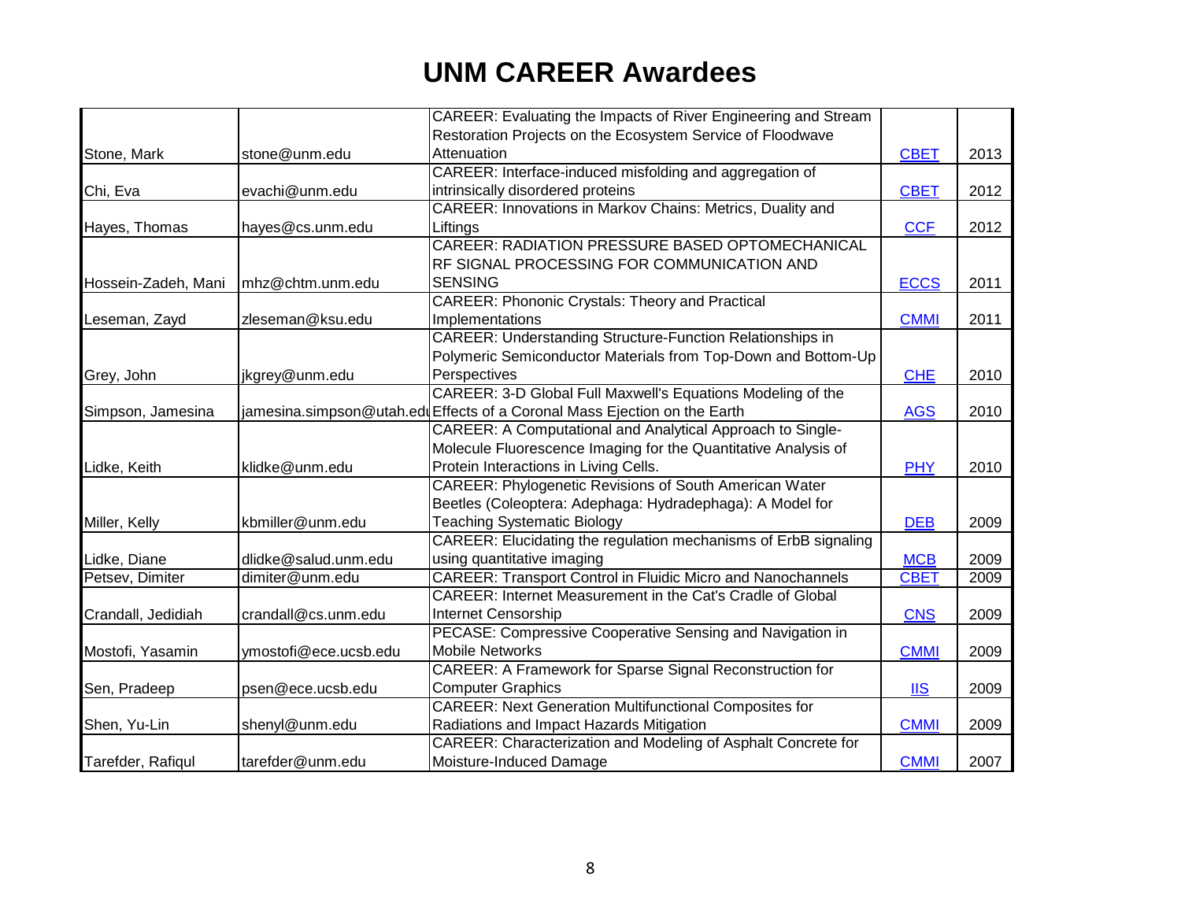# UNM CAREER Awardees

| | | | | |
|---|---|---|---|---|
| Stone, Mark | stone@unm.edu | CAREER: Evaluating the Impacts of River Engineering and Stream Restoration Projects on the Ecosystem Service of Floodwave Attenuation | CBET | 2013 |
| Chi, Eva | evachi@unm.edu | CAREER: Interface-induced misfolding and aggregation of intrinsically disordered proteins | CBET | 2012 |
| Hayes, Thomas | hayes@cs.unm.edu | CAREER: Innovations in Markov Chains: Metrics, Duality and Liftings | CCF | 2012 |
| Hossein-Zadeh, Mani | mhz@chtm.unm.edu | CAREER: RADIATION PRESSURE BASED OPTOMECHANICAL RF SIGNAL PROCESSING FOR COMMUNICATION AND SENSING | ECCS | 2011 |
| Leseman, Zayd | zleseman@ksu.edu | CAREER: Phononic Crystals: Theory and Practical Implementations | CMMI | 2011 |
| Grey, John | jkgrey@unm.edu | CAREER: Understanding Structure-Function Relationships in Polymeric Semiconductor Materials from Top-Down and Bottom-Up Perspectives | CHE | 2010 |
| Simpson, Jamesina | jamesina.simpson@utah.edu | CAREER: 3-D Global Full Maxwell's Equations Modeling of the Effects of a Coronal Mass Ejection on the Earth | AGS | 2010 |
| Lidke, Keith | klidke@unm.edu | CAREER: A Computational and Analytical Approach to Single-Molecule Fluorescence Imaging for the Quantitative Analysis of Protein Interactions in Living Cells. | PHY | 2010 |
| Miller, Kelly | kbmiller@unm.edu | CAREER: Phylogenetic Revisions of South American Water Beetles (Coleoptera: Adephaga: Hydradephaga): A Model for Teaching Systematic Biology | DEB | 2009 |
| Lidke, Diane | dlidke@salud.unm.edu | CAREER: Elucidating the regulation mechanisms of ErbB signaling using quantitative imaging | MCB | 2009 |
| Petsev, Dimiter | dimiter@unm.edu | CAREER: Transport Control in Fluidic Micro and Nanochannels | CBET | 2009 |
| Crandall, Jedidiah | crandall@cs.unm.edu | CAREER: Internet Measurement in the Cat's Cradle of Global Internet Censorship | CNS | 2009 |
| Mostofi, Yasamin | ymostofi@ece.ucsb.edu | PECASE: Compressive Cooperative Sensing and Navigation in Mobile Networks | CMMI | 2009 |
| Sen, Pradeep | psen@ece.ucsb.edu | CAREER: A Framework for Sparse Signal Reconstruction for Computer Graphics | IIS | 2009 |
| Shen, Yu-Lin | shenyl@unm.edu | CAREER: Next Generation Multifunctional Composites for Radiations and Impact Hazards Mitigation | CMMI | 2009 |
| Tarefder, Rafiqul | tarefder@unm.edu | CAREER: Characterization and Modeling of Asphalt Concrete for Moisture-Induced Damage | CMMI | 2007 |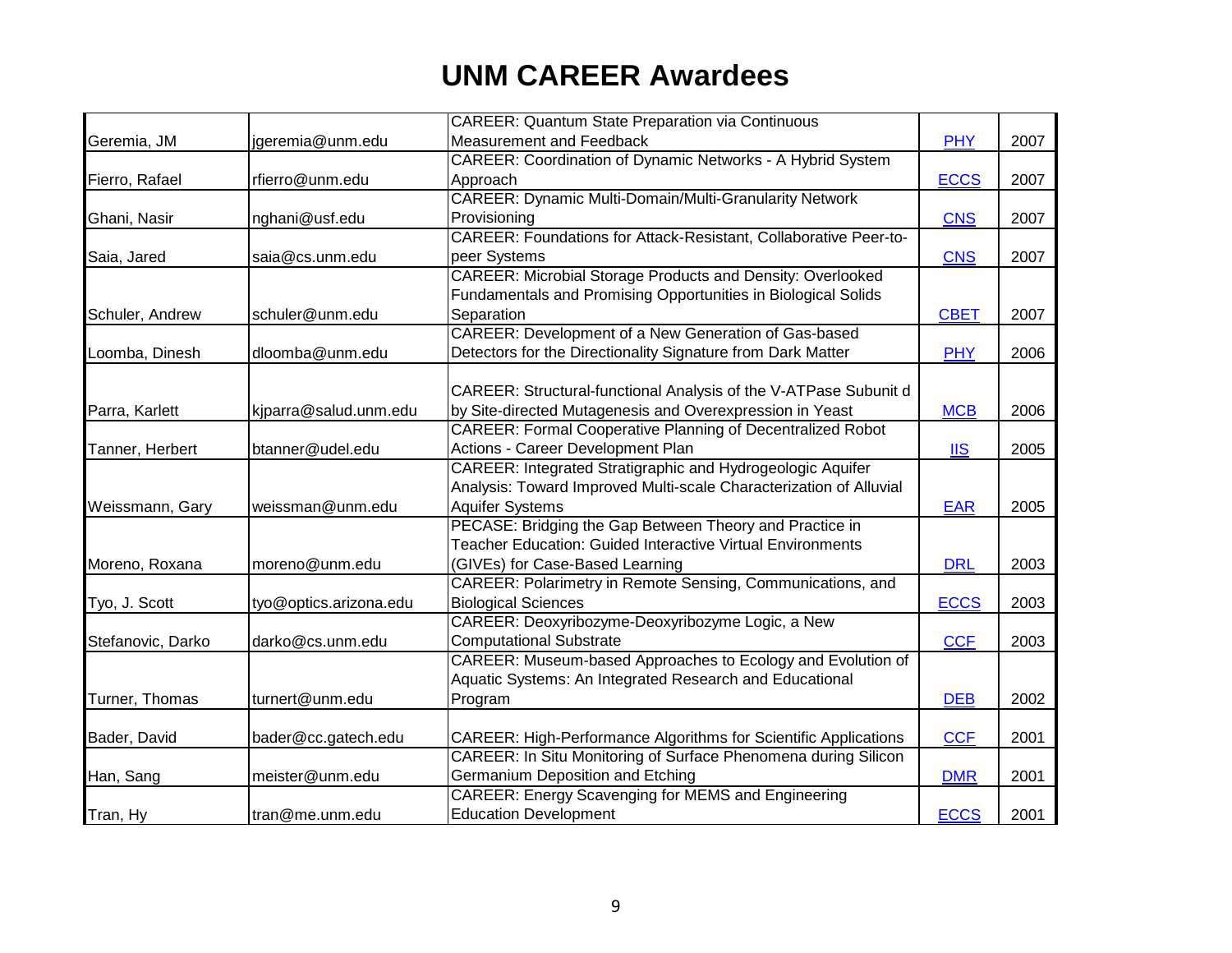# UNM CAREER Awardees

| | | | | |
|---|---|---|---|---|
| Geremia, JM | jgeremia@unm.edu | CAREER: Quantum State Preparation via Continuous Measurement and Feedback | PHY | 2007 |
| Fierro, Rafael | rfierro@unm.edu | CAREER: Coordination of Dynamic Networks - A Hybrid System Approach | ECCS | 2007 |
| Ghani, Nasir | nghani@usf.edu | CAREER: Dynamic Multi-Domain/Multi-Granularity Network Provisioning | CNS | 2007 |
| Saia, Jared | saia@cs.unm.edu | CAREER: Foundations for Attack-Resistant, Collaborative Peer-to-peer Systems | CNS | 2007 |
| Schuler, Andrew | schuler@unm.edu | CAREER: Microbial Storage Products and Density: Overlooked Fundamentals and Promising Opportunities in Biological Solids Separation | CBET | 2007 |
| Loomba, Dinesh | dloomba@unm.edu | CAREER: Development of a New Generation of Gas-based Detectors for the Directionality Signature from Dark Matter | PHY | 2006 |
| Parra, Karlett | kjparra@salud.unm.edu | CAREER: Structural-functional Analysis of the V-ATPase Subunit d by Site-directed Mutagenesis and Overexpression in Yeast | MCB | 2006 |
| Tanner, Herbert | btanner@udel.edu | CAREER: Formal Cooperative Planning of Decentralized Robot Actions - Career Development Plan | IIS | 2005 |
| Weissmann, Gary | weissman@unm.edu | CAREER: Integrated Stratigraphic and Hydrogeologic Aquifer Analysis: Toward Improved Multi-scale Characterization of Alluvial Aquifer Systems | EAR | 2005 |
| Moreno, Roxana | moreno@unm.edu | PECASE: Bridging the Gap Between Theory and Practice in Teacher Education: Guided Interactive Virtual Environments (GIVEs) for Case-Based Learning | DRL | 2003 |
| Tyo, J. Scott | tyo@optics.arizona.edu | CAREER: Polarimetry in Remote Sensing, Communications, and Biological Sciences | ECCS | 2003 |
| Stefanovic, Darko | darko@cs.unm.edu | CAREER: Deoxyribozyme-Deoxyribozyme Logic, a New Computational Substrate | CCF | 2003 |
| Turner, Thomas | turnert@unm.edu | CAREER: Museum-based Approaches to Ecology and Evolution of Aquatic Systems: An Integrated Research and Educational Program | DEB | 2002 |
| Bader, David | bader@cc.gatech.edu | CAREER: High-Performance Algorithms for Scientific Applications | CCF | 2001 |
| Han, Sang | meister@unm.edu | CAREER: In Situ Monitoring of Surface Phenomena during Silicon Germanium Deposition and Etching | DMR | 2001 |
| Tran, Hy | tran@me.unm.edu | CAREER: Energy Scavenging for MEMS and Engineering Education Development | ECCS | 2001 |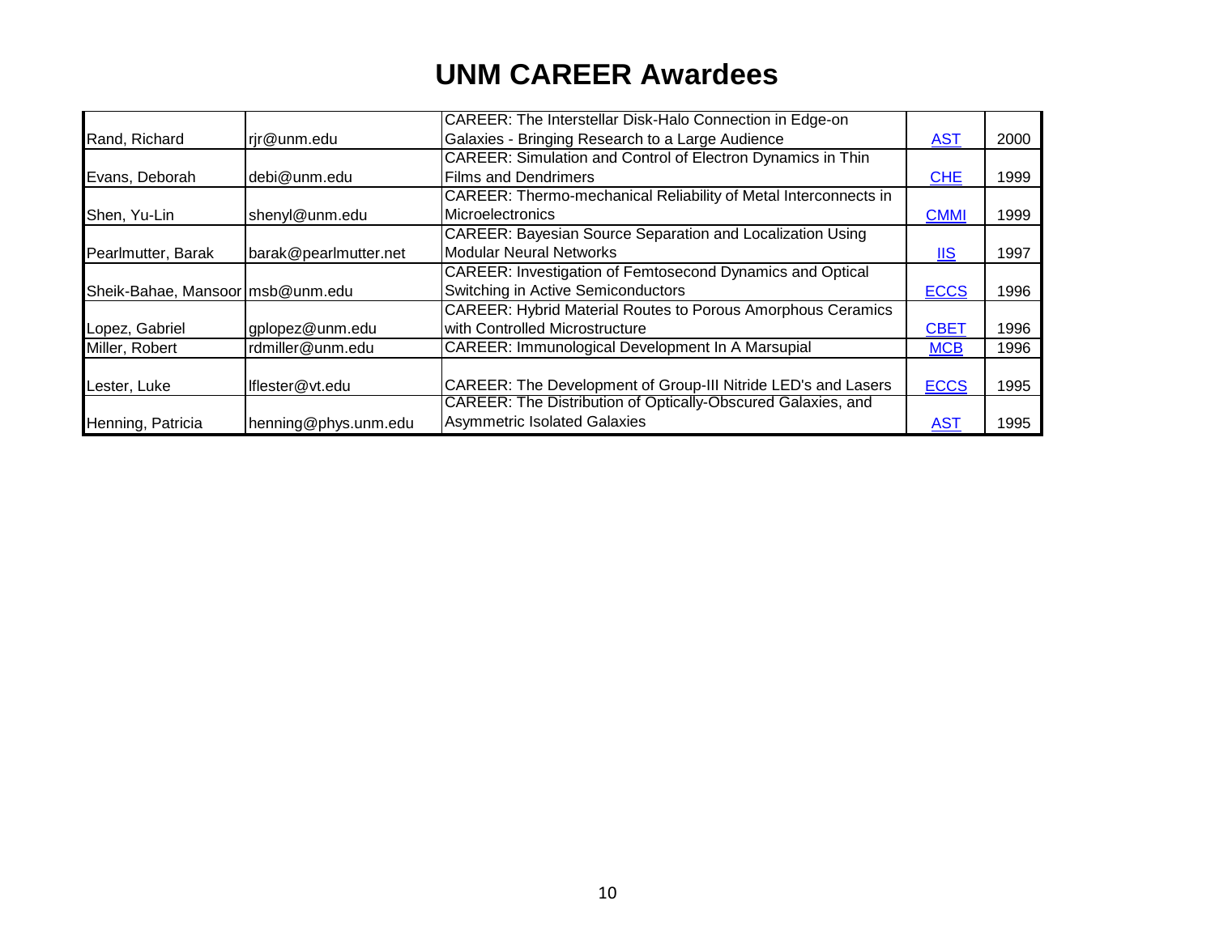# UNM CAREER Awardees

| | | | | |
|---|---|---|---|---|
| Rand, Richard | rjr@unm.edu | CAREER: The Interstellar Disk-Halo Connection in Edge-on Galaxies - Bringing Research to a Large Audience | AST | 2000 |
| Evans, Deborah | debi@unm.edu | CAREER: Simulation and Control of Electron Dynamics in Thin Films and Dendrimers | CHE | 1999 |
| Shen, Yu-Lin | shenyl@unm.edu | CAREER: Thermo-mechanical Reliability of Metal Interconnects in Microelectronics | CMMI | 1999 |
| Pearlmutter, Barak | barak@pearlmutter.net | CAREER: Bayesian Source Separation and Localization Using Modular Neural Networks | IIS | 1997 |
| Sheik-Bahae, Mansoor | msb@unm.edu | CAREER: Investigation of Femtosecond Dynamics and Optical Switching in Active Semiconductors | ECCS | 1996 |
| Lopez, Gabriel | gplopez@unm.edu | CAREER: Hybrid Material Routes to Porous Amorphous Ceramics with Controlled Microstructure | CBET | 1996 |
| Miller, Robert | rdmiller@unm.edu | CAREER: Immunological Development In A Marsupial | MCB | 1996 |
| Lester, Luke | lflester@vt.edu | CAREER: The Development of Group-III Nitride LED's and Lasers | ECCS | 1995 |
| Henning, Patricia | henning@phys.unm.edu | CAREER: The Distribution of Optically-Obscured Galaxies, and Asymmetric Isolated Galaxies | AST | 1995 |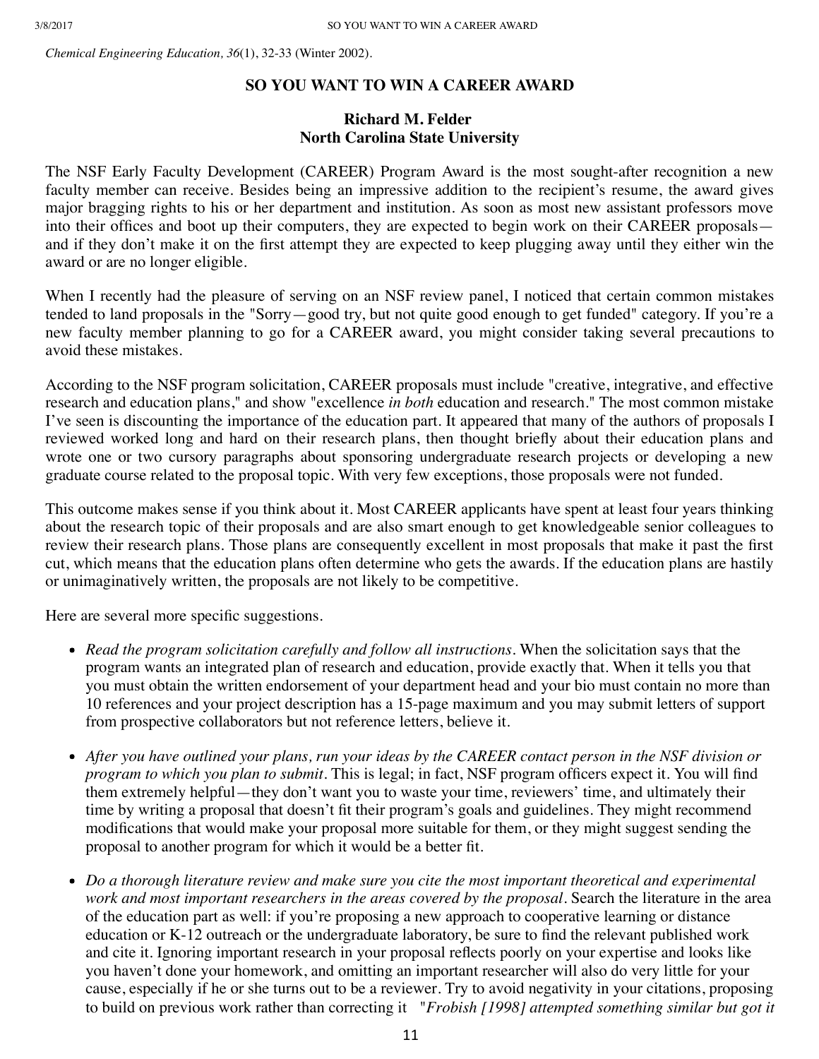*Chemical Engineering Education, 36*(1), 32-33 (Winter 2002).

## SO YOU WANT TO WIN A CAREER AWARD

**Richard M. Felder**
**North Carolina State University**

The NSF Early Faculty Development (CAREER) Program Award is the most sought-after recognition a new faculty member can receive. Besides being an impressive addition to the recipient's resume, the award gives major bragging rights to his or her department and institution. As soon as most new assistant professors move into their offices and boot up their computers, they are expected to begin work on their CAREER proposals—and if they don't make it on the first attempt they are expected to keep plugging away until they either win the award or are no longer eligible.

When I recently had the pleasure of serving on an NSF review panel, I noticed that certain common mistakes tended to land proposals in the "Sorry—good try, but not quite good enough to get funded" category. If you're a new faculty member planning to go for a CAREER award, you might consider taking several precautions to avoid these mistakes.

According to the NSF program solicitation, CAREER proposals must include "creative, integrative, and effective research and education plans," and show "excellence *in both* education and research." The most common mistake I've seen is discounting the importance of the education part. It appeared that many of the authors of proposals I reviewed worked long and hard on their research plans, then thought briefly about their education plans and wrote one or two cursory paragraphs about sponsoring undergraduate research projects or developing a new graduate course related to the proposal topic. With very few exceptions, those proposals were not funded.

This outcome makes sense if you think about it. Most CAREER applicants have spent at least four years thinking about the research topic of their proposals and are also smart enough to get knowledgeable senior colleagues to review their research plans. Those plans are consequently excellent in most proposals that make it past the first cut, which means that the education plans often determine who gets the awards. If the education plans are hastily or unimaginatively written, the proposals are not likely to be competitive.

Here are several more specific suggestions.

- *Read the program solicitation carefully and follow all instructions*. When the solicitation says that the program wants an integrated plan of research and education, provide exactly that. When it tells you that you must obtain the written endorsement of your department head and your bio must contain no more than 10 references and your project description has a 15-page maximum and you may submit letters of support from prospective collaborators but not reference letters, believe it.
- *After you have outlined your plans, run your ideas by the CAREER contact person in the NSF division or program to which you plan to submit*. This is legal; in fact, NSF program officers expect it. You will find them extremely helpful—they don't want you to waste your time, reviewers' time, and ultimately their time by writing a proposal that doesn't fit their program's goals and guidelines. They might recommend modifications that would make your proposal more suitable for them, or they might suggest sending the proposal to another program for which it would be a better fit.
- *Do a thorough literature review and make sure you cite the most important theoretical and experimental work and most important researchers in the areas covered by the proposal*. Search the literature in the area of the education part as well: if you're proposing a new approach to cooperative learning or distance education or K-12 outreach or the undergraduate laboratory, be sure to find the relevant published work and cite it. Ignoring important research in your proposal reflects poorly on your expertise and looks like you haven't done your homework, and omitting an important researcher will also do very little for your cause, especially if he or she turns out to be a reviewer. Try to avoid negativity in your citations, proposing to build on previous work rather than correcting it "*Frobish [1998] attempted something similar but got it*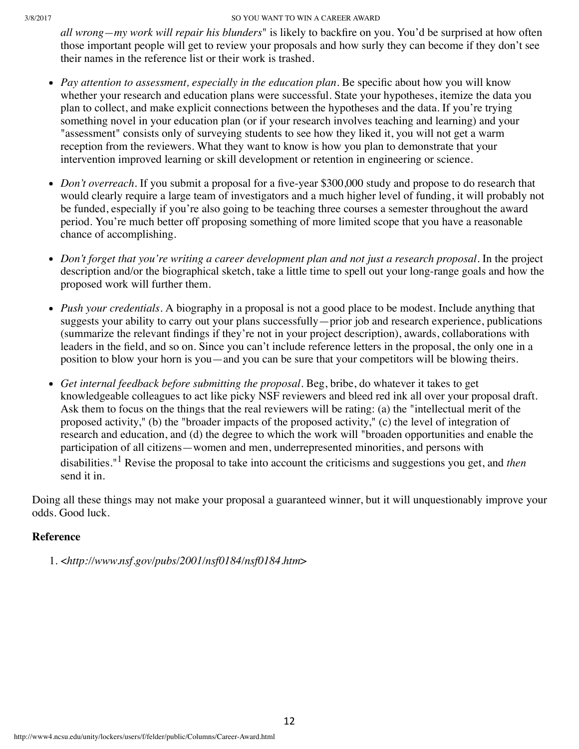*all wrong—my work will repair his blunders*" is likely to backfire on you. You'd be surprised at how often those important people will get to review your proposals and how surly they can become if they don't see their names in the reference list or their work is trashed.

- *Pay attention to assessment, especially in the education plan*. Be specific about how you will know whether your research and education plans were successful. State your hypotheses, itemize the data you plan to collect, and make explicit connections between the hypotheses and the data. If you're trying something novel in your education plan (or if your research involves teaching and learning) and your "assessment" consists only of surveying students to see how they liked it, you will not get a warm reception from the reviewers. What they want to know is how you plan to demonstrate that your intervention improved learning or skill development or retention in engineering or science.

- *Don't overreach*. If you submit a proposal for a five-year $300,000 study and propose to do research that would clearly require a large team of investigators and a much higher level of funding, it will probably not be funded, especially if you're also going to be teaching three courses a semester throughout the award period. You're much better off proposing something of more limited scope that you have a reasonable chance of accomplishing.

- *Don't forget that you're writing a career development plan and not just a research proposal*. In the project description and/or the biographical sketch, take a little time to spell out your long-range goals and how the proposed work will further them.

- *Push your credentials*. A biography in a proposal is not a good place to be modest. Include anything that suggests your ability to carry out your plans successfully—prior job and research experience, publications (summarize the relevant findings if they're not in your project description), awards, collaborations with leaders in the field, and so on. Since you can't include reference letters in the proposal, the only one in a position to blow your horn is you—and you can be sure that your competitors will be blowing theirs.

- *Get internal feedback before submitting the proposal*. Beg, bribe, do whatever it takes to get knowledgeable colleagues to act like picky NSF reviewers and bleed red ink all over your proposal draft. Ask them to focus on the things that the real reviewers will be rating: (a) the "intellectual merit of the proposed activity," (b) the "broader impacts of the proposed activity," (c) the level of integration of research and education, and (d) the degree to which the work will "broaden opportunities and enable the participation of all citizens—women and men, underrepresented minorities, and persons with disabilities."[1] Revise the proposal to take into account the criticisms and suggestions you get, and *then* send it in.

Doing all these things may not make your proposal a guaranteed winner, but it will unquestionably improve your odds. Good luck.

### Reference

1. *<http://www.nsf.gov/pubs/2001/nsf0184/nsf0184.htm>*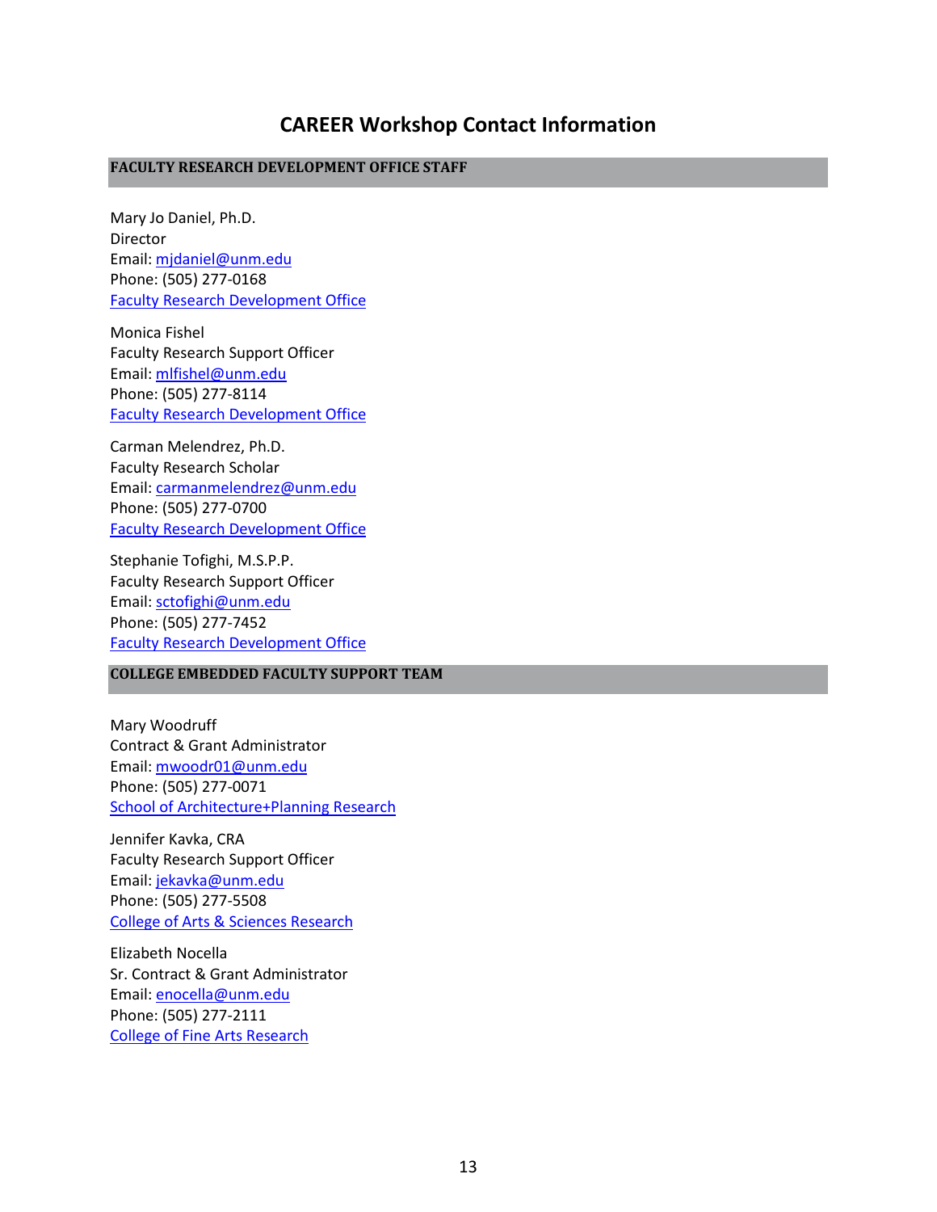# CAREER Workshop Contact Information

## FACULTY RESEARCH DEVELOPMENT OFFICE STAFF

Mary Jo Daniel, Ph.D.
Director
Email: mjdaniel@unm.edu
Phone: (505) 277-0168
Faculty Research Development Office

Monica Fishel
Faculty Research Support Officer
Email: mlfishel@unm.edu
Phone: (505) 277-8114
Faculty Research Development Office

Carman Melendrez, Ph.D.
Faculty Research Scholar
Email: carmanmelendrez@unm.edu
Phone: (505) 277-0700
Faculty Research Development Office

Stephanie Tofighi, M.S.P.P.
Faculty Research Support Officer
Email: sctofighi@unm.edu
Phone: (505) 277-7452
Faculty Research Development Office

## COLLEGE EMBEDDED FACULTY SUPPORT TEAM

Mary Woodruff
Contract & Grant Administrator
Email: mwoodr01@unm.edu
Phone: (505) 277-0071
School of Architecture+Planning Research

Jennifer Kavka, CRA
Faculty Research Support Officer
Email: jekavka@unm.edu
Phone: (505) 277-5508
College of Arts & Sciences Research

Elizabeth Nocella
Sr. Contract & Grant Administrator
Email: enocella@unm.edu
Phone: (505) 277-2111
College of Fine Arts Research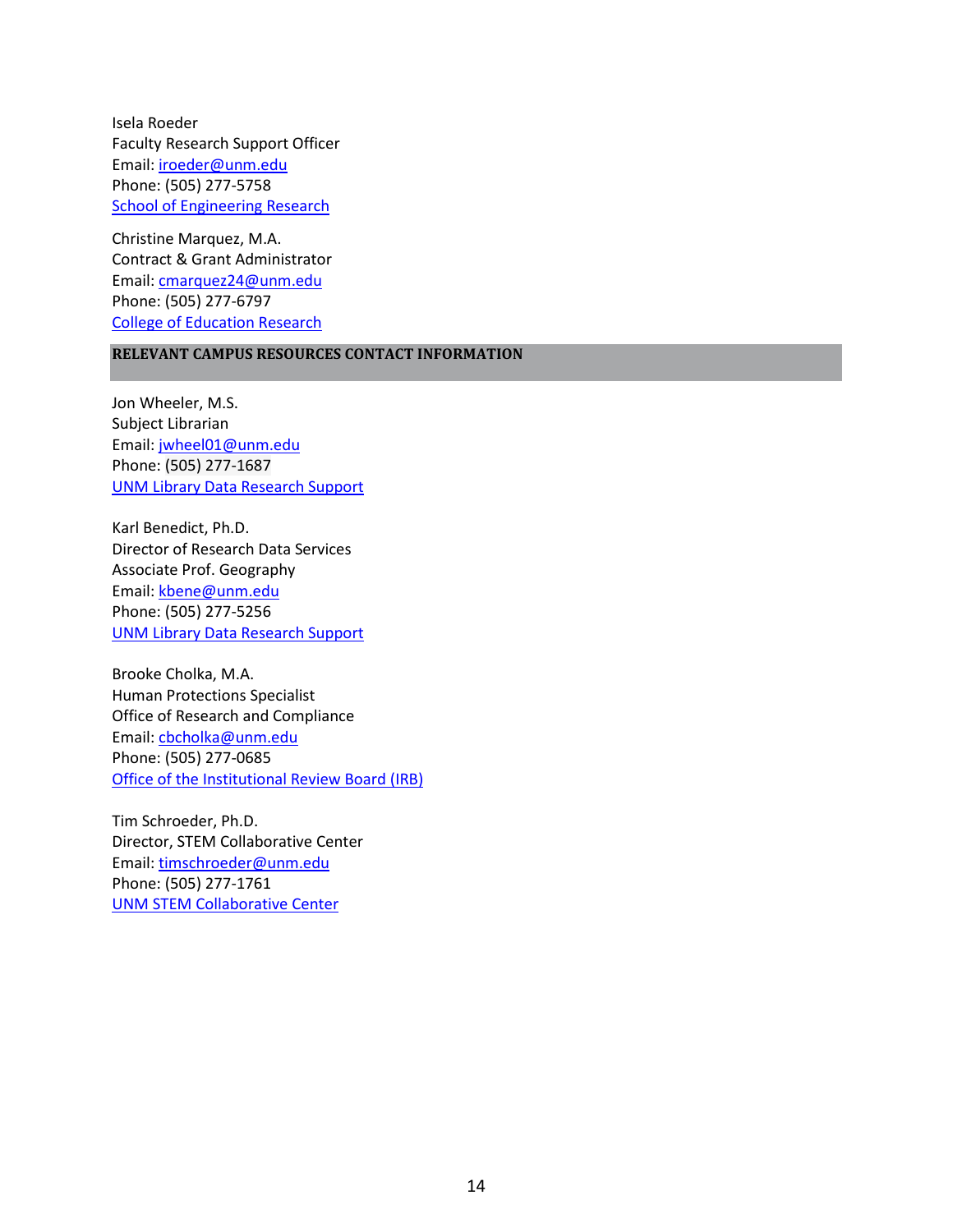Isela Roeder
Faculty Research Support Officer
Email: iroeder@unm.edu
Phone: (505) 277-5758
School of Engineering Research

Christine Marquez, M.A.
Contract & Grant Administrator
Email: cmarquez24@unm.edu
Phone: (505) 277-6797
College of Education Research

## RELEVANT CAMPUS RESOURCES CONTACT INFORMATION

Jon Wheeler, M.S.
Subject Librarian
Email: jwheel01@unm.edu
Phone: (505) 277-1687
UNM Library Data Research Support

Karl Benedict, Ph.D.
Director of Research Data Services
Associate Prof. Geography
Email: kbene@unm.edu
Phone: (505) 277-5256
UNM Library Data Research Support

Brooke Cholka, M.A.
Human Protections Specialist
Office of Research and Compliance
Email: cbcholka@unm.edu
Phone: (505) 277-0685
Office of the Institutional Review Board (IRB)

Tim Schroeder, Ph.D.
Director, STEM Collaborative Center
Email: timschroeder@unm.edu
Phone: (505) 277-1761
UNM STEM Collaborative Center